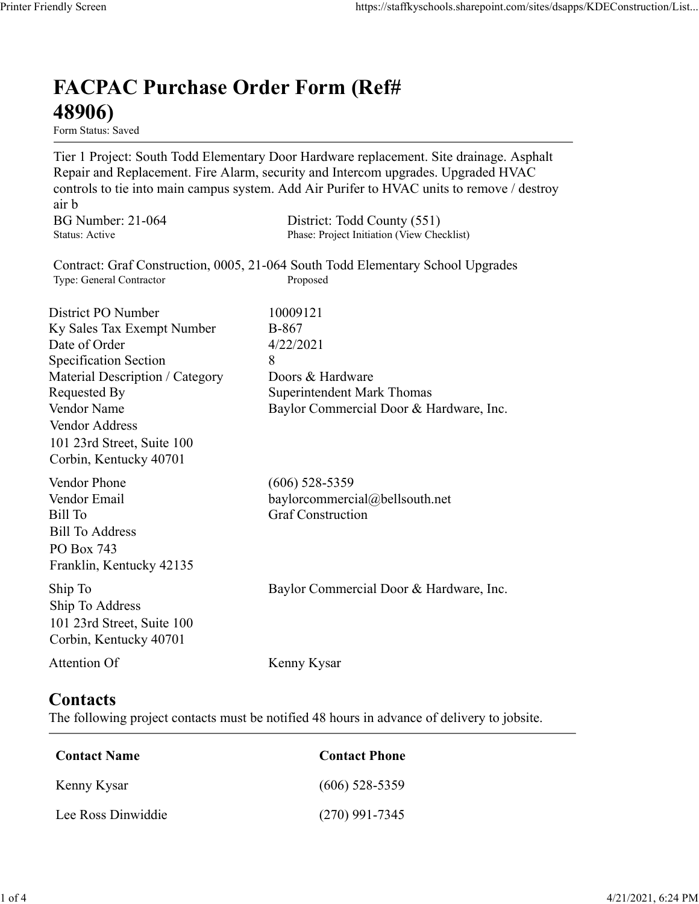# FACPAC Purchase Order Form (Ref# 48906)

Form Status: Saved

---

Tier 1 Project: South Todd Elementary Door Hardware replacement. Site drainage. Asphalt Repair and Replacement. Fire Alarm, security and Intercom upgrades. Upgraded HVAC controls to tie into main campus system. Add Air Purifer to HVAC units to remove / destroy air b

BG Number: 21-064 | District: Todd County (551)
Status: Active | Phase: Project Initiation (View Checklist)

Contract: Graf Construction, 0005, 21-064 South Todd Elementary School Upgrades
Type: General Contractor | Proposed

| | |
|---|---|
| District PO Number | 10009121 |
| Ky Sales Tax Exempt Number | B-867 |
| Date of Order | 4/22/2021 |
| Specification Section | 8 |
| Material Description / Category | Doors & Hardware |
| Requested By | Superintendent Mark Thomas |
| Vendor Name | Baylor Commercial Door & Hardware, Inc. |
| Vendor Address | 101 23rd Street, Suite 100<br>Corbin, Kentucky 40701 |
| Vendor Phone | (606) 528-5359 |
| Vendor Email | baylorcommercial@bellsouth.net |
| Bill To | Graf Construction |
| Bill To Address | PO Box 743<br>Franklin, Kentucky 42135 |
| Ship To | Baylor Commercial Door & Hardware, Inc. |
| Ship To Address | 101 23rd Street, Suite 100<br>Corbin, Kentucky 40701 |
| Attention Of | Kenny Kysar |

## Contacts

The following project contacts must be notified 48 hours in advance of delivery to jobsite.

| Contact Name | Contact Phone |
|---|---|
| Kenny Kysar | (606) 528-5359 |
| Lee Ross Dinwiddie | (270) 991-7345 |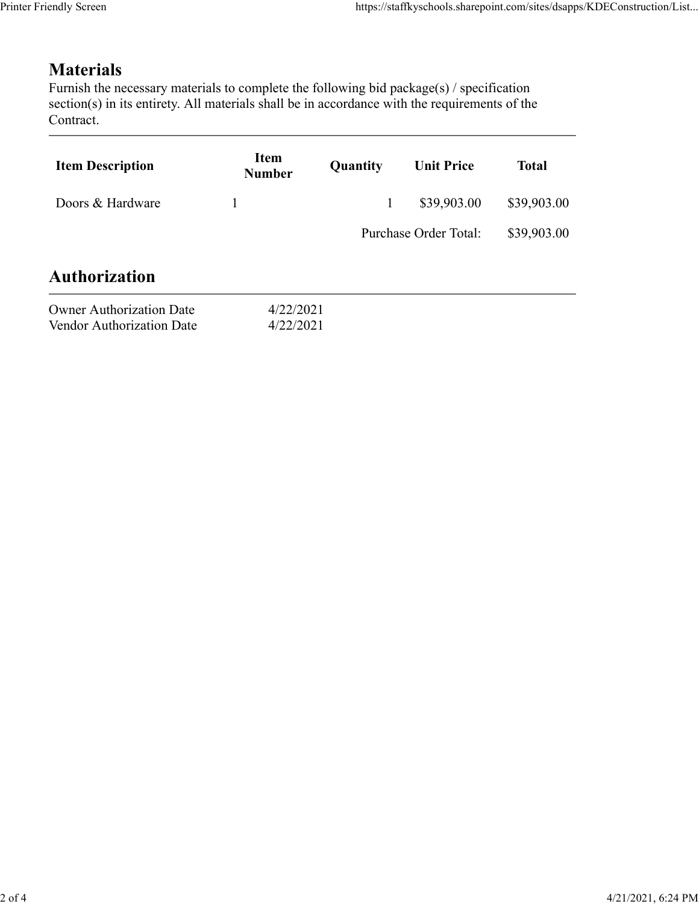## Materials

Furnish the necessary materials to complete the following bid package(s) / specification section(s) in its entirety. All materials shall be in accordance with the requirements of the Contract.

| Item Description | Item Number | Quantity | Unit Price | Total |
|---|---|---|---|---|
| Doors & Hardware | 1 | 1 | $39,903.00 | $39,903.00 |
| | | | Purchase Order Total: | $39,903.00 |

## Authorization

| | |
|---|---|
| Owner Authorization Date | 4/22/2021 |
| Vendor Authorization Date | 4/22/2021 |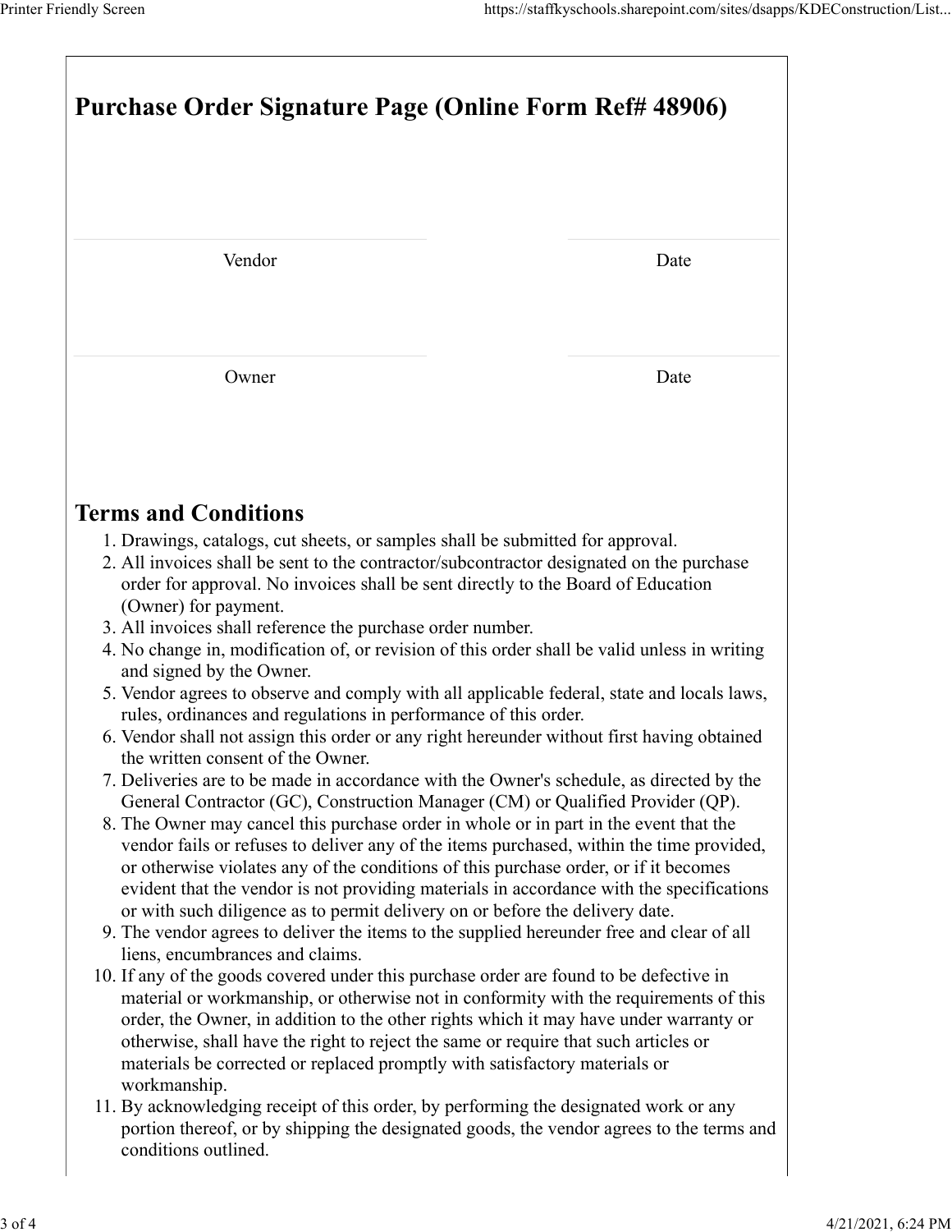# Purchase Order Signature Page (Online Form Ref# 48906)

| Vendor | Date |
|---|---|

| Owner | Date |
|---|---|

## Terms and Conditions

1. Drawings, catalogs, cut sheets, or samples shall be submitted for approval.
2. All invoices shall be sent to the contractor/subcontractor designated on the purchase order for approval. No invoices shall be sent directly to the Board of Education (Owner) for payment.
3. All invoices shall reference the purchase order number.
4. No change in, modification of, or revision of this order shall be valid unless in writing and signed by the Owner.
5. Vendor agrees to observe and comply with all applicable federal, state and locals laws, rules, ordinances and regulations in performance of this order.
6. Vendor shall not assign this order or any right hereunder without first having obtained the written consent of the Owner.
7. Deliveries are to be made in accordance with the Owner's schedule, as directed by the General Contractor (GC), Construction Manager (CM) or Qualified Provider (QP).
8. The Owner may cancel this purchase order in whole or in part in the event that the vendor fails or refuses to deliver any of the items purchased, within the time provided, or otherwise violates any of the conditions of this purchase order, or if it becomes evident that the vendor is not providing materials in accordance with the specifications or with such diligence as to permit delivery on or before the delivery date.
9. The vendor agrees to deliver the items to the supplied hereunder free and clear of all liens, encumbrances and claims.
10. If any of the goods covered under this purchase order are found to be defective in material or workmanship, or otherwise not in conformity with the requirements of this order, the Owner, in addition to the other rights which it may have under warranty or otherwise, shall have the right to reject the same or require that such articles or materials be corrected or replaced promptly with satisfactory materials or workmanship.
11. By acknowledging receipt of this order, by performing the designated work or any portion thereof, or by shipping the designated goods, the vendor agrees to the terms and conditions outlined.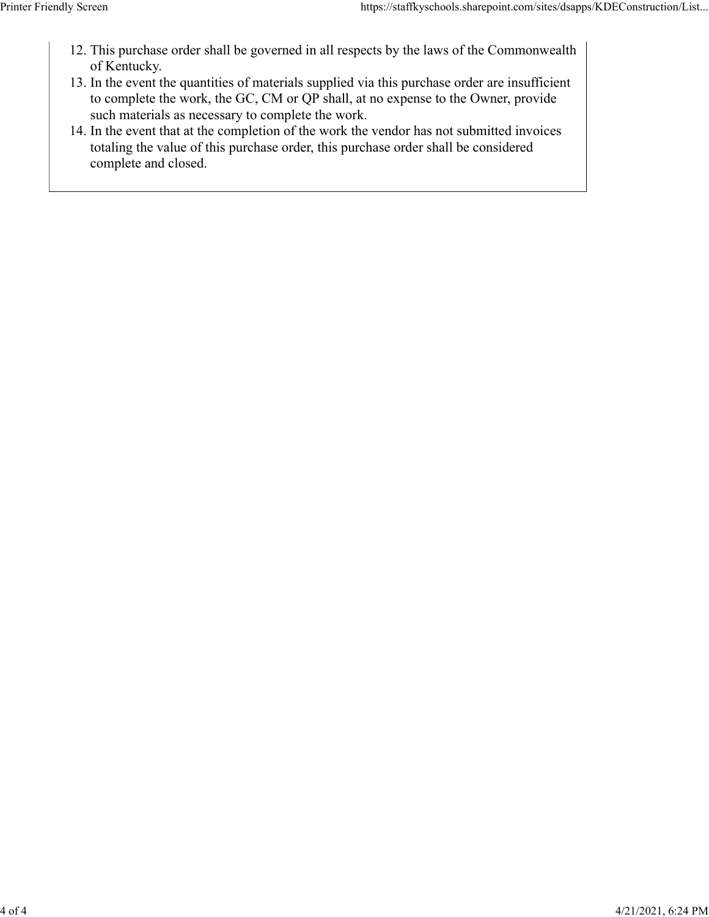12. This purchase order shall be governed in all respects by the laws of the Commonwealth of Kentucky.
13. In the event the quantities of materials supplied via this purchase order are insufficient to complete the work, the GC, CM or QP shall, at no expense to the Owner, provide such materials as necessary to complete the work.
14. In the event that at the completion of the work the vendor has not submitted invoices totaling the value of this purchase order, this purchase order shall be considered complete and closed.